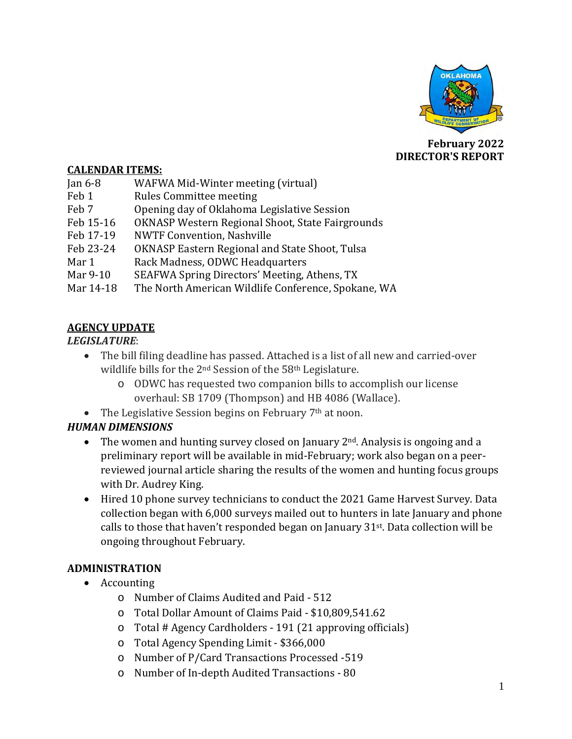**February 2022**
**DIRECTOR'S REPORT**

## CALENDAR ITEMS:

| | |
|---|---|
| Jan 6-8 | WAFWA Mid-Winter meeting (virtual) |
| Feb 1 | Rules Committee meeting |
| Feb 7 | Opening day of Oklahoma Legislative Session |
| Feb 15-16 | OKNASP Western Regional Shoot, State Fairgrounds |
| Feb 17-19 | NWTF Convention, Nashville |
| Feb 23-24 | OKNASP Eastern Regional and State Shoot, Tulsa |
| Mar 1 | Rack Madness, ODWC Headquarters |
| Mar 9-10 | SEAFWA Spring Directors' Meeting, Athens, TX |
| Mar 14-18 | The North American Wildlife Conference, Spokane, WA |

## AGENCY UPDATE

***LEGISLATURE***:

- The bill filing deadline has passed. Attached is a list of all new and carried-over wildlife bills for the 2nd Session of the 58th Legislature.
  - ODWC has requested two companion bills to accomplish our license overhaul: SB 1709 (Thompson) and HB 4086 (Wallace).
- The Legislative Session begins on February 7th at noon.

***HUMAN DIMENSIONS***

- The women and hunting survey closed on January 2nd. Analysis is ongoing and a preliminary report will be available in mid-February; work also began on a peer-reviewed journal article sharing the results of the women and hunting focus groups with Dr. Audrey King.
- Hired 10 phone survey technicians to conduct the 2021 Game Harvest Survey. Data collection began with 6,000 surveys mailed out to hunters in late January and phone calls to those that haven't responded began on January 31st. Data collection will be ongoing throughout February.

## ADMINISTRATION

- Accounting
  - Number of Claims Audited and Paid - 512
  - Total Dollar Amount of Claims Paid - $10,809,541.62
  - Total # Agency Cardholders - 191 (21 approving officials)
  - Total Agency Spending Limit - $366,000
  - Number of P/Card Transactions Processed -519
  - Number of In-depth Audited Transactions - 80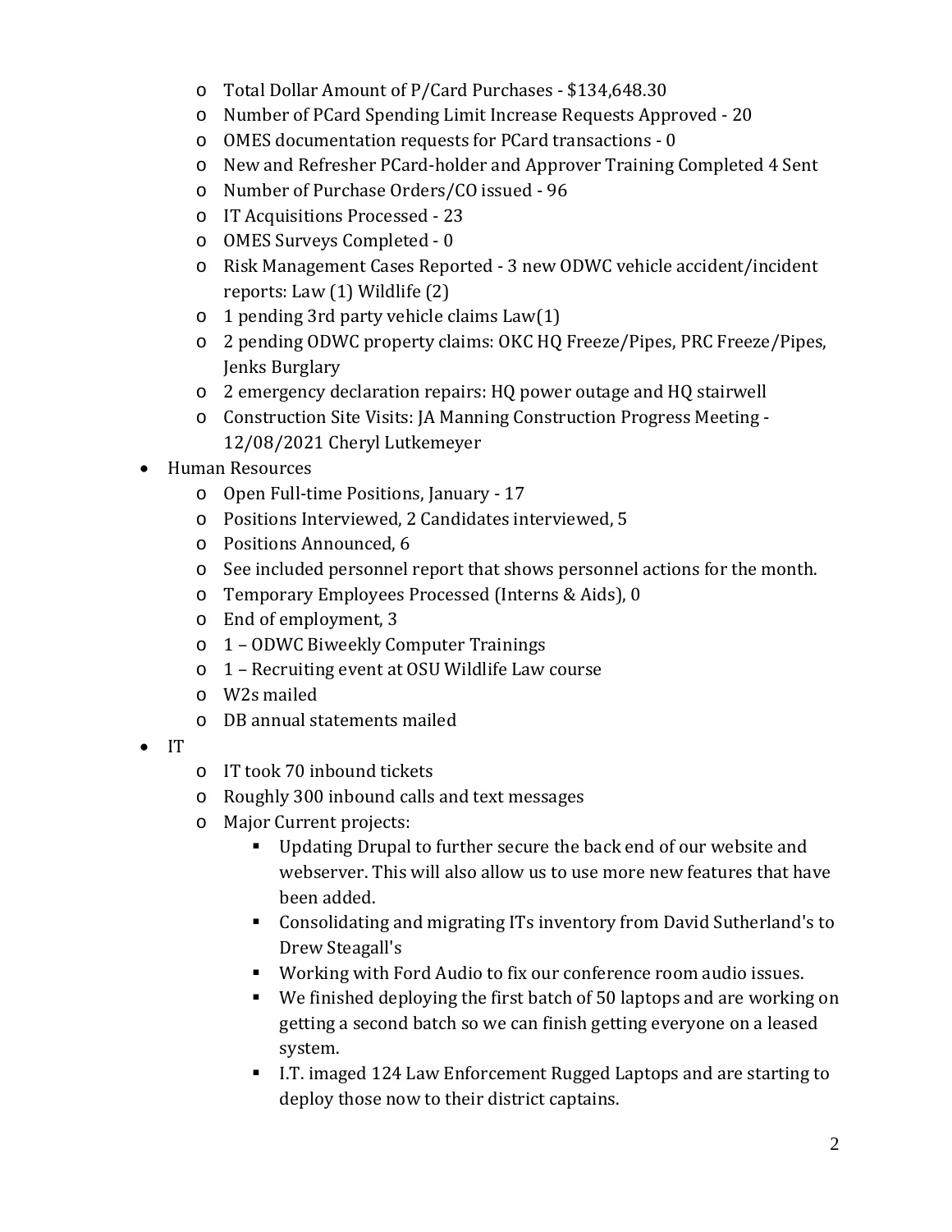- Total Dollar Amount of P/Card Purchases - $134,648.30
  - Number of PCard Spending Limit Increase Requests Approved - 20
  - OMES documentation requests for PCard transactions - 0
  - New and Refresher PCard-holder and Approver Training Completed 4 Sent
  - Number of Purchase Orders/CO issued - 96
  - IT Acquisitions Processed - 23
  - OMES Surveys Completed - 0
  - Risk Management Cases Reported - 3 new ODWC vehicle accident/incident reports: Law (1) Wildlife (2)
  - 1 pending 3rd party vehicle claims Law(1)
  - 2 pending ODWC property claims: OKC HQ Freeze/Pipes, PRC Freeze/Pipes, Jenks Burglary
  - 2 emergency declaration repairs: HQ power outage and HQ stairwell
  - Construction Site Visits: JA Manning Construction Progress Meeting - 12/08/2021 Cheryl Lutkemeyer
- Human Resources
  - Open Full-time Positions, January - 17
  - Positions Interviewed, 2 Candidates interviewed, 5
  - Positions Announced, 6
  - See included personnel report that shows personnel actions for the month.
  - Temporary Employees Processed (Interns & Aids), 0
  - End of employment, 3
  - 1 – ODWC Biweekly Computer Trainings
  - 1 – Recruiting event at OSU Wildlife Law course
  - W2s mailed
  - DB annual statements mailed
- IT
  - IT took 70 inbound tickets
  - Roughly 300 inbound calls and text messages
  - Major Current projects:
    - Updating Drupal to further secure the back end of our website and webserver. This will also allow us to use more new features that have been added.
    - Consolidating and migrating ITs inventory from David Sutherland's to Drew Steagall's
    - Working with Ford Audio to fix our conference room audio issues.
    - We finished deploying the first batch of 50 laptops and are working on getting a second batch so we can finish getting everyone on a leased system.
    - I.T. imaged 124 Law Enforcement Rugged Laptops and are starting to deploy those now to their district captains.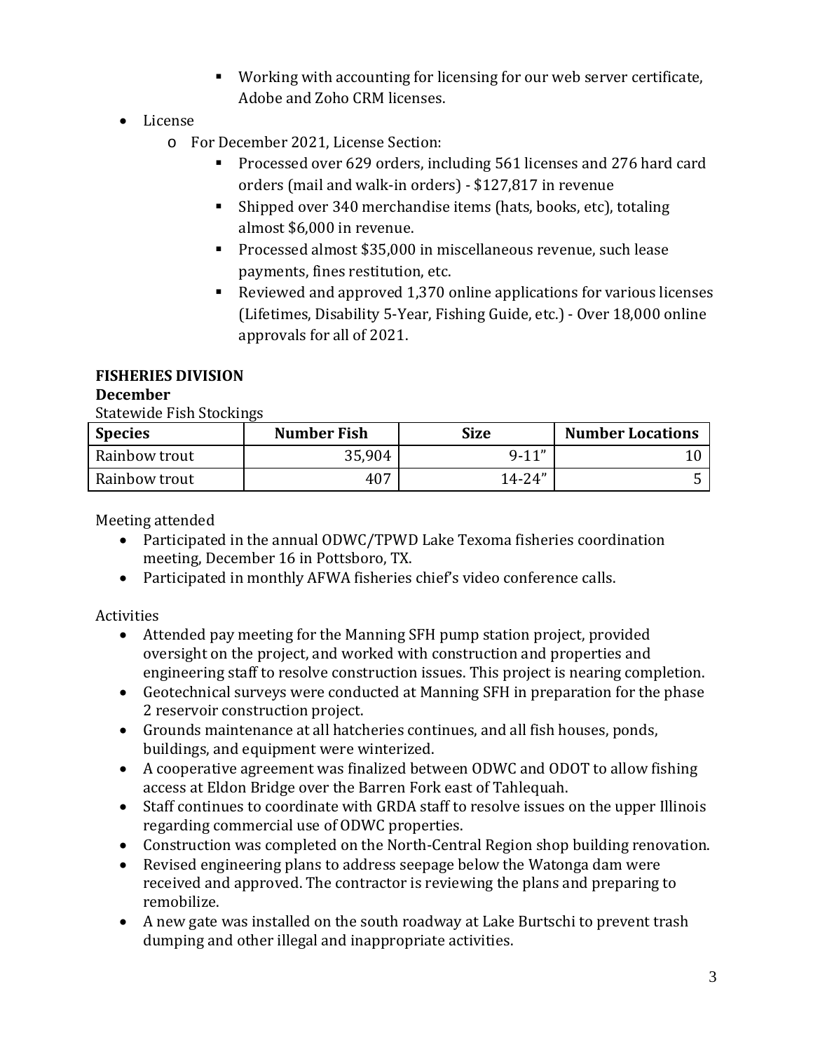- Working with accounting for licensing for our web server certificate, Adobe and Zoho CRM licenses.

- License
  - For December 2021, License Section:
    - Processed over 629 orders, including 561 licenses and 276 hard card orders (mail and walk-in orders) - $127,817 in revenue
    - Shipped over 340 merchandise items (hats, books, etc), totaling almost $6,000 in revenue.
    - Processed almost $35,000 in miscellaneous revenue, such lease payments, fines restitution, etc.
    - Reviewed and approved 1,370 online applications for various licenses (Lifetimes, Disability 5-Year, Fishing Guide, etc.) - Over 18,000 online approvals for all of 2021.

**FISHERIES DIVISION**

**December**

Statewide Fish Stockings

| Species | Number Fish | Size | Number Locations |
| --- | --- | --- | --- |
| Rainbow trout | 35,904 | 9-11" | 10 |
| Rainbow trout | 407 | 14-24" | 5 |

Meeting attended

- Participated in the annual ODWC/TPWD Lake Texoma fisheries coordination meeting, December 16 in Pottsboro, TX.
- Participated in monthly AFWA fisheries chief's video conference calls.

Activities

- Attended pay meeting for the Manning SFH pump station project, provided oversight on the project, and worked with construction and properties and engineering staff to resolve construction issues. This project is nearing completion.
- Geotechnical surveys were conducted at Manning SFH in preparation for the phase 2 reservoir construction project.
- Grounds maintenance at all hatcheries continues, and all fish houses, ponds, buildings, and equipment were winterized.
- A cooperative agreement was finalized between ODWC and ODOT to allow fishing access at Eldon Bridge over the Barren Fork east of Tahlequah.
- Staff continues to coordinate with GRDA staff to resolve issues on the upper Illinois regarding commercial use of ODWC properties.
- Construction was completed on the North-Central Region shop building renovation.
- Revised engineering plans to address seepage below the Watonga dam were received and approved. The contractor is reviewing the plans and preparing to remobilize.
- A new gate was installed on the south roadway at Lake Burtschi to prevent trash dumping and other illegal and inappropriate activities.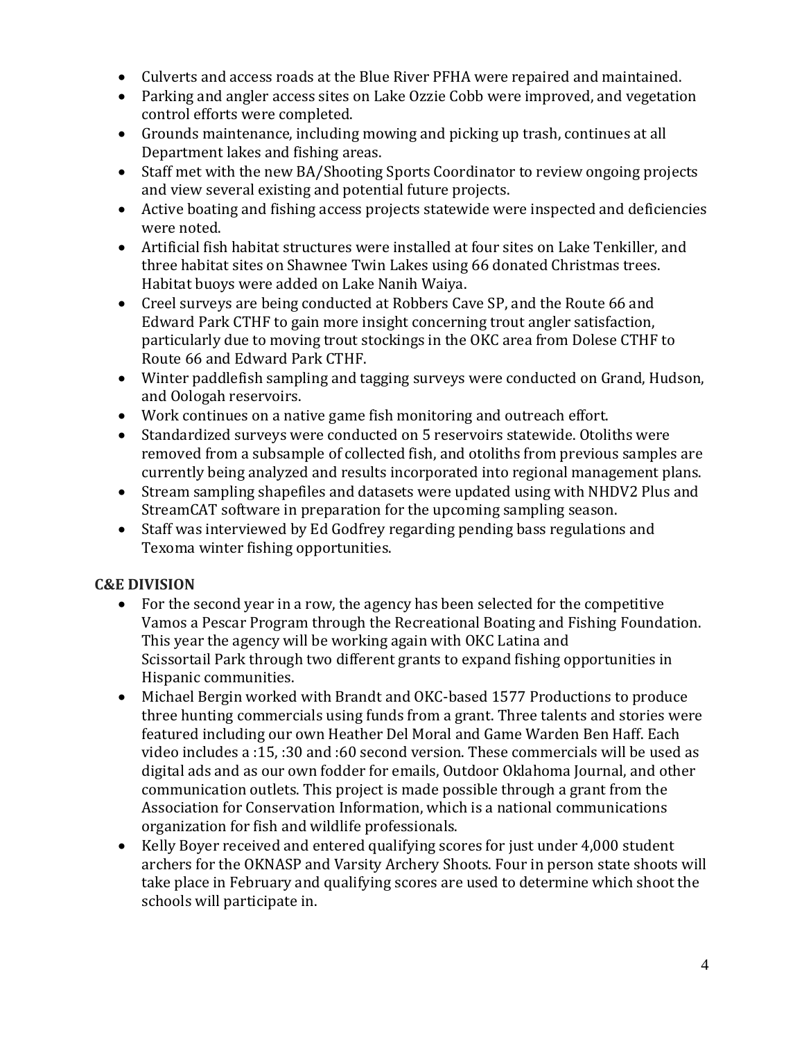- Culverts and access roads at the Blue River PFHA were repaired and maintained.
- Parking and angler access sites on Lake Ozzie Cobb were improved, and vegetation control efforts were completed.
- Grounds maintenance, including mowing and picking up trash, continues at all Department lakes and fishing areas.
- Staff met with the new BA/Shooting Sports Coordinator to review ongoing projects and view several existing and potential future projects.
- Active boating and fishing access projects statewide were inspected and deficiencies were noted.
- Artificial fish habitat structures were installed at four sites on Lake Tenkiller, and three habitat sites on Shawnee Twin Lakes using 66 donated Christmas trees. Habitat buoys were added on Lake Nanih Waiya.
- Creel surveys are being conducted at Robbers Cave SP, and the Route 66 and Edward Park CTHF to gain more insight concerning trout angler satisfaction, particularly due to moving trout stockings in the OKC area from Dolese CTHF to Route 66 and Edward Park CTHF.
- Winter paddlefish sampling and tagging surveys were conducted on Grand, Hudson, and Oologah reservoirs.
- Work continues on a native game fish monitoring and outreach effort.
- Standardized surveys were conducted on 5 reservoirs statewide. Otoliths were removed from a subsample of collected fish, and otoliths from previous samples are currently being analyzed and results incorporated into regional management plans.
- Stream sampling shapefiles and datasets were updated using with NHDV2 Plus and StreamCAT software in preparation for the upcoming sampling season.
- Staff was interviewed by Ed Godfrey regarding pending bass regulations and Texoma winter fishing opportunities.

**C&E DIVISION**

- For the second year in a row, the agency has been selected for the competitive Vamos a Pescar Program through the Recreational Boating and Fishing Foundation. This year the agency will be working again with OKC Latina and Scissortail Park through two different grants to expand fishing opportunities in Hispanic communities.
- Michael Bergin worked with Brandt and OKC-based 1577 Productions to produce three hunting commercials using funds from a grant. Three talents and stories were featured including our own Heather Del Moral and Game Warden Ben Haff. Each video includes a :15, :30 and :60 second version. These commercials will be used as digital ads and as our own fodder for emails, Outdoor Oklahoma Journal, and other communication outlets. This project is made possible through a grant from the Association for Conservation Information, which is a national communications organization for fish and wildlife professionals.
- Kelly Boyer received and entered qualifying scores for just under 4,000 student archers for the OKNASP and Varsity Archery Shoots. Four in person state shoots will take place in February and qualifying scores are used to determine which shoot the schools will participate in.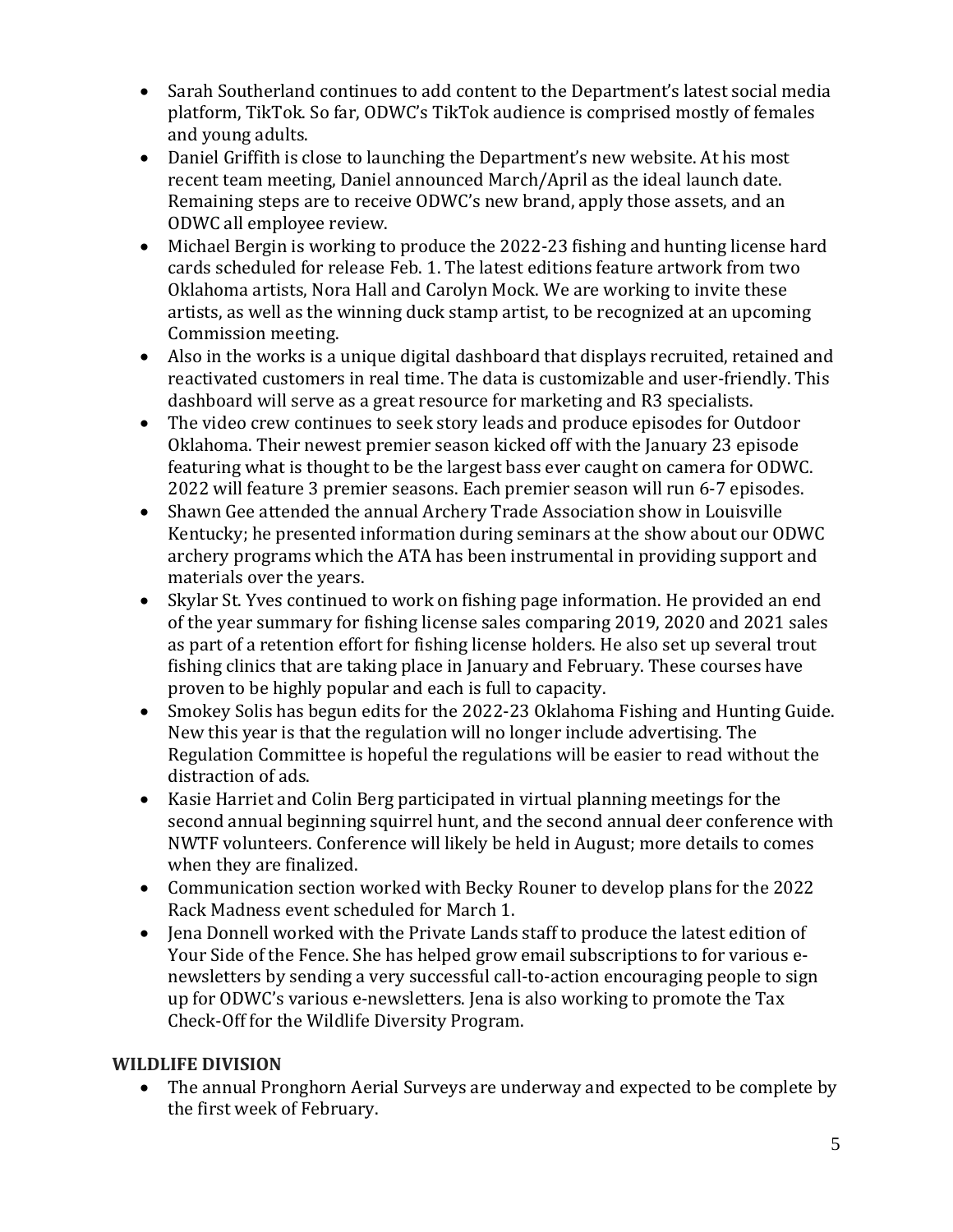- Sarah Southerland continues to add content to the Department's latest social media platform, TikTok. So far, ODWC's TikTok audience is comprised mostly of females and young adults.
- Daniel Griffith is close to launching the Department's new website. At his most recent team meeting, Daniel announced March/April as the ideal launch date. Remaining steps are to receive ODWC's new brand, apply those assets, and an ODWC all employee review.
- Michael Bergin is working to produce the 2022-23 fishing and hunting license hard cards scheduled for release Feb. 1. The latest editions feature artwork from two Oklahoma artists, Nora Hall and Carolyn Mock. We are working to invite these artists, as well as the winning duck stamp artist, to be recognized at an upcoming Commission meeting.
- Also in the works is a unique digital dashboard that displays recruited, retained and reactivated customers in real time. The data is customizable and user-friendly. This dashboard will serve as a great resource for marketing and R3 specialists.
- The video crew continues to seek story leads and produce episodes for Outdoor Oklahoma. Their newest premier season kicked off with the January 23 episode featuring what is thought to be the largest bass ever caught on camera for ODWC. 2022 will feature 3 premier seasons. Each premier season will run 6-7 episodes.
- Shawn Gee attended the annual Archery Trade Association show in Louisville Kentucky; he presented information during seminars at the show about our ODWC archery programs which the ATA has been instrumental in providing support and materials over the years.
- Skylar St. Yves continued to work on fishing page information. He provided an end of the year summary for fishing license sales comparing 2019, 2020 and 2021 sales as part of a retention effort for fishing license holders. He also set up several trout fishing clinics that are taking place in January and February. These courses have proven to be highly popular and each is full to capacity.
- Smokey Solis has begun edits for the 2022-23 Oklahoma Fishing and Hunting Guide. New this year is that the regulation will no longer include advertising. The Regulation Committee is hopeful the regulations will be easier to read without the distraction of ads.
- Kasie Harriet and Colin Berg participated in virtual planning meetings for the second annual beginning squirrel hunt, and the second annual deer conference with NWTF volunteers. Conference will likely be held in August; more details to comes when they are finalized.
- Communication section worked with Becky Rouner to develop plans for the 2022 Rack Madness event scheduled for March 1.
- Jena Donnell worked with the Private Lands staff to produce the latest edition of Your Side of the Fence. She has helped grow email subscriptions to for various e-newsletters by sending a very successful call-to-action encouraging people to sign up for ODWC's various e-newsletters. Jena is also working to promote the Tax Check-Off for the Wildlife Diversity Program.

## WILDLIFE DIVISION

- The annual Pronghorn Aerial Surveys are underway and expected to be complete by the first week of February.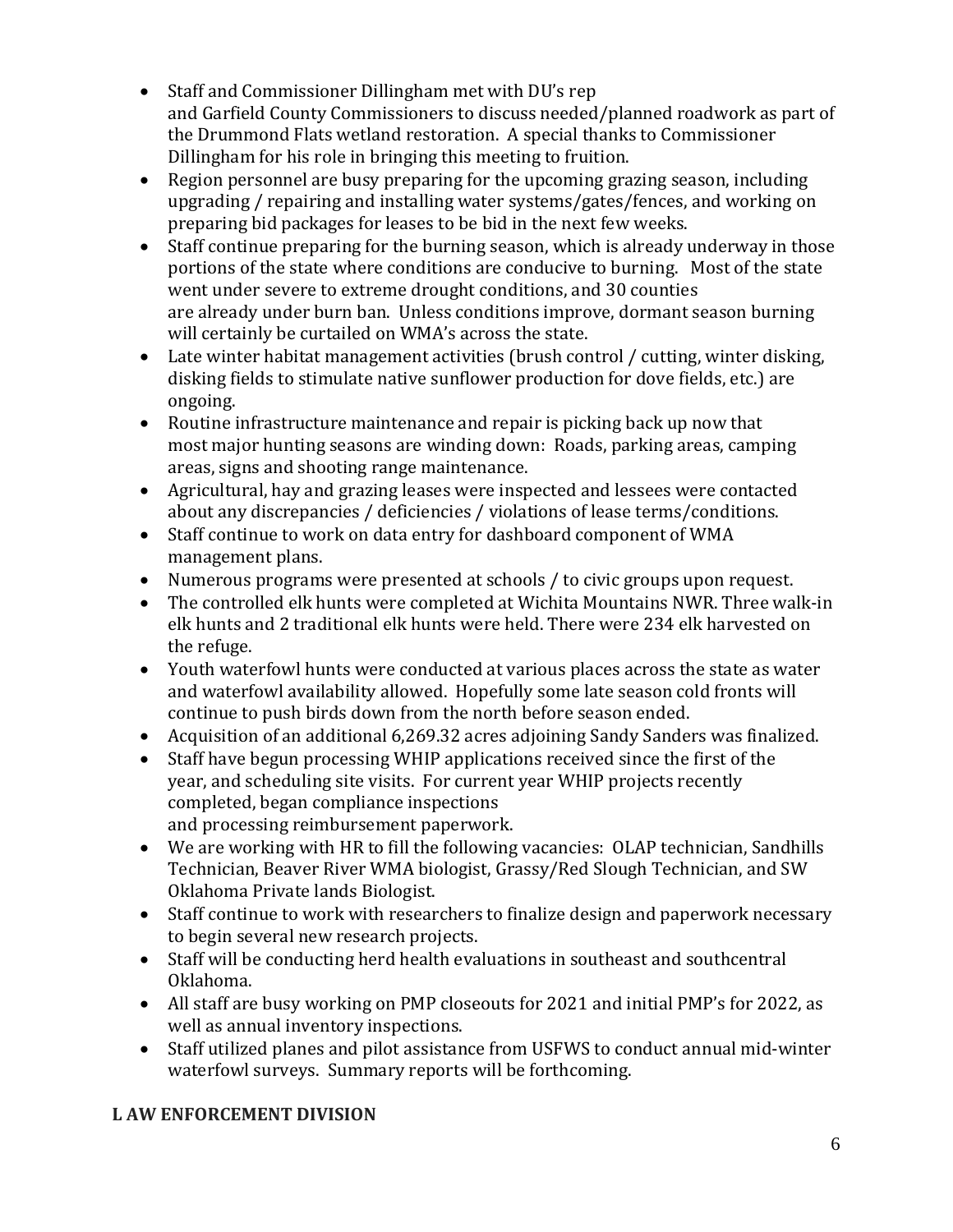- Staff and Commissioner Dillingham met with DU's rep and Garfield County Commissioners to discuss needed/planned roadwork as part of the Drummond Flats wetland restoration. A special thanks to Commissioner Dillingham for his role in bringing this meeting to fruition.
- Region personnel are busy preparing for the upcoming grazing season, including upgrading / repairing and installing water systems/gates/fences, and working on preparing bid packages for leases to be bid in the next few weeks.
- Staff continue preparing for the burning season, which is already underway in those portions of the state where conditions are conducive to burning. Most of the state went under severe to extreme drought conditions, and 30 counties are already under burn ban. Unless conditions improve, dormant season burning will certainly be curtailed on WMA's across the state.
- Late winter habitat management activities (brush control / cutting, winter disking, disking fields to stimulate native sunflower production for dove fields, etc.) are ongoing.
- Routine infrastructure maintenance and repair is picking back up now that most major hunting seasons are winding down: Roads, parking areas, camping areas, signs and shooting range maintenance.
- Agricultural, hay and grazing leases were inspected and lessees were contacted about any discrepancies / deficiencies / violations of lease terms/conditions.
- Staff continue to work on data entry for dashboard component of WMA management plans.
- Numerous programs were presented at schools / to civic groups upon request.
- The controlled elk hunts were completed at Wichita Mountains NWR. Three walk-in elk hunts and 2 traditional elk hunts were held. There were 234 elk harvested on the refuge.
- Youth waterfowl hunts were conducted at various places across the state as water and waterfowl availability allowed. Hopefully some late season cold fronts will continue to push birds down from the north before season ended.
- Acquisition of an additional 6,269.32 acres adjoining Sandy Sanders was finalized.
- Staff have begun processing WHIP applications received since the first of the year, and scheduling site visits. For current year WHIP projects recently completed, began compliance inspections and processing reimbursement paperwork.
- We are working with HR to fill the following vacancies: OLAP technician, Sandhills Technician, Beaver River WMA biologist, Grassy/Red Slough Technician, and SW Oklahoma Private lands Biologist.
- Staff continue to work with researchers to finalize design and paperwork necessary to begin several new research projects.
- Staff will be conducting herd health evaluations in southeast and southcentral Oklahoma.
- All staff are busy working on PMP closeouts for 2021 and initial PMP's for 2022, as well as annual inventory inspections.
- Staff utilized planes and pilot assistance from USFWS to conduct annual mid-winter waterfowl surveys. Summary reports will be forthcoming.

**L AW ENFORCEMENT DIVISION**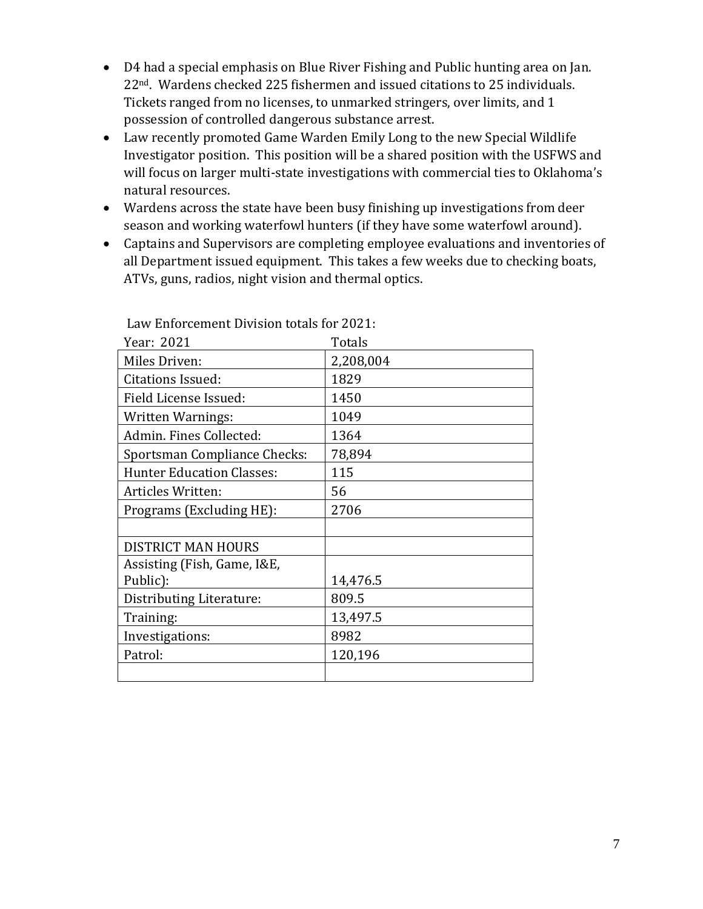- D4 had a special emphasis on Blue River Fishing and Public hunting area on Jan. 22nd. Wardens checked 225 fishermen and issued citations to 25 individuals. Tickets ranged from no licenses, to unmarked stringers, over limits, and 1 possession of controlled dangerous substance arrest.
- Law recently promoted Game Warden Emily Long to the new Special Wildlife Investigator position. This position will be a shared position with the USFWS and will focus on larger multi-state investigations with commercial ties to Oklahoma's natural resources.
- Wardens across the state have been busy finishing up investigations from deer season and working waterfowl hunters (if they have some waterfowl around).
- Captains and Supervisors are completing employee evaluations and inventories of all Department issued equipment. This takes a few weeks due to checking boats, ATVs, guns, radios, night vision and thermal optics.

Law Enforcement Division totals for 2021:

| Year: 2021 | Totals |
|---|---|
| Miles Driven: | 2,208,004 |
| Citations Issued: | 1829 |
| Field License Issued: | 1450 |
| Written Warnings: | 1049 |
| Admin. Fines Collected: | 1364 |
| Sportsman Compliance Checks: | 78,894 |
| Hunter Education Classes: | 115 |
| Articles Written: | 56 |
| Programs (Excluding HE): | 2706 |
| | |
| DISTRICT MAN HOURS | |
| Assisting (Fish, Game, I&E, Public): | 14,476.5 |
| Distributing Literature: | 809.5 |
| Training: | 13,497.5 |
| Investigations: | 8982 |
| Patrol: | 120,196 |
| | |